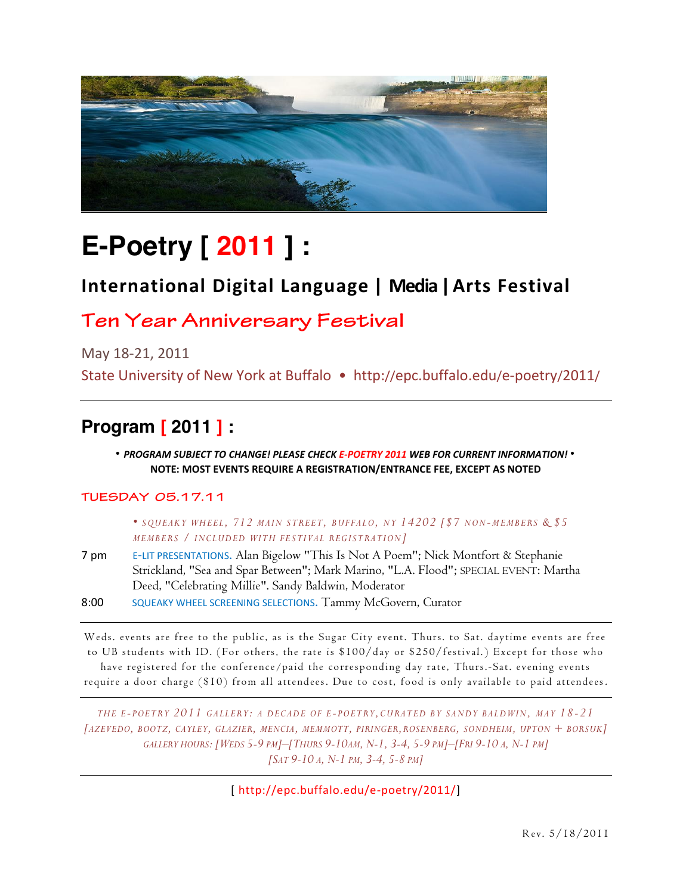# E-Poetry [ 2011 ] :

## International Digital Language | Media | Arts Festival

## Ten Year Anniversary Festival

May 18-21, 2011

State University of New York at Buffalo • http://epc.buffalo.edu/e-poetry/2011/

---

## Program [ 2011 ] :

**• *PROGRAM SUBJECT TO CHANGE! PLEASE CHECK E-POETRY 2011 WEB FOR CURRENT INFORMATION!* •**

**NOTE: MOST EVENTS REQUIRE A REGISTRATION/ENTRANCE FEE, EXCEPT AS NOTED**

### TUESDAY 05.17.11

*• SQUEAKY WHEEL, 712 MAIN STREET, BUFFALO, NY 14202 [$7 NON-MEMBERS & $5 MEMBERS / INCLUDED WITH FESTIVAL REGISTRATION]*

7 pm — E-LIT PRESENTATIONS. Alan Bigelow "This Is Not A Poem"; Nick Montfort & Stephanie Strickland, "Sea and Spar Between"; Mark Marino, "L.A. Flood"; SPECIAL EVENT: Martha Deed, "Celebrating Millie". Sandy Baldwin, Moderator

8:00 — SQUEAKY WHEEL SCREENING SELECTIONS. Tammy McGovern, Curator

---

Weds. events are free to the public, as is the Sugar City event. Thurs. to Sat. daytime events are free to UB students with ID. (For others, the rate is $100/day or $250/festival.) Except for those who have registered for the conference/paid the corresponding day rate, Thurs.-Sat. evening events require a door charge ($10) from all attendees. Due to cost, food is only available to paid attendees.

---

*THE E-POETRY 2011 GALLERY: A DECADE OF E-POETRY, CURATED BY SANDY BALDWIN, MAY 18-21 [AZEVEDO, BOOTZ, CAYLEY, GLAZIER, MENCIA, MEMMOTT, PIRINGER, ROSENBERG, SONDHEIM, UPTON + BORSUK] GALLERY HOURS: [WEDS 5-9 PM]–[THURS 9-10AM, N-1, 3-4, 5-9 PM]–[FRI 9-10 A, N-1 PM] [SAT 9-10 A, N-1 PM, 3-4, 5-8 PM]*

---

[ http://epc.buffalo.edu/e-poetry/2011/ ]

Rev. 5/18/2011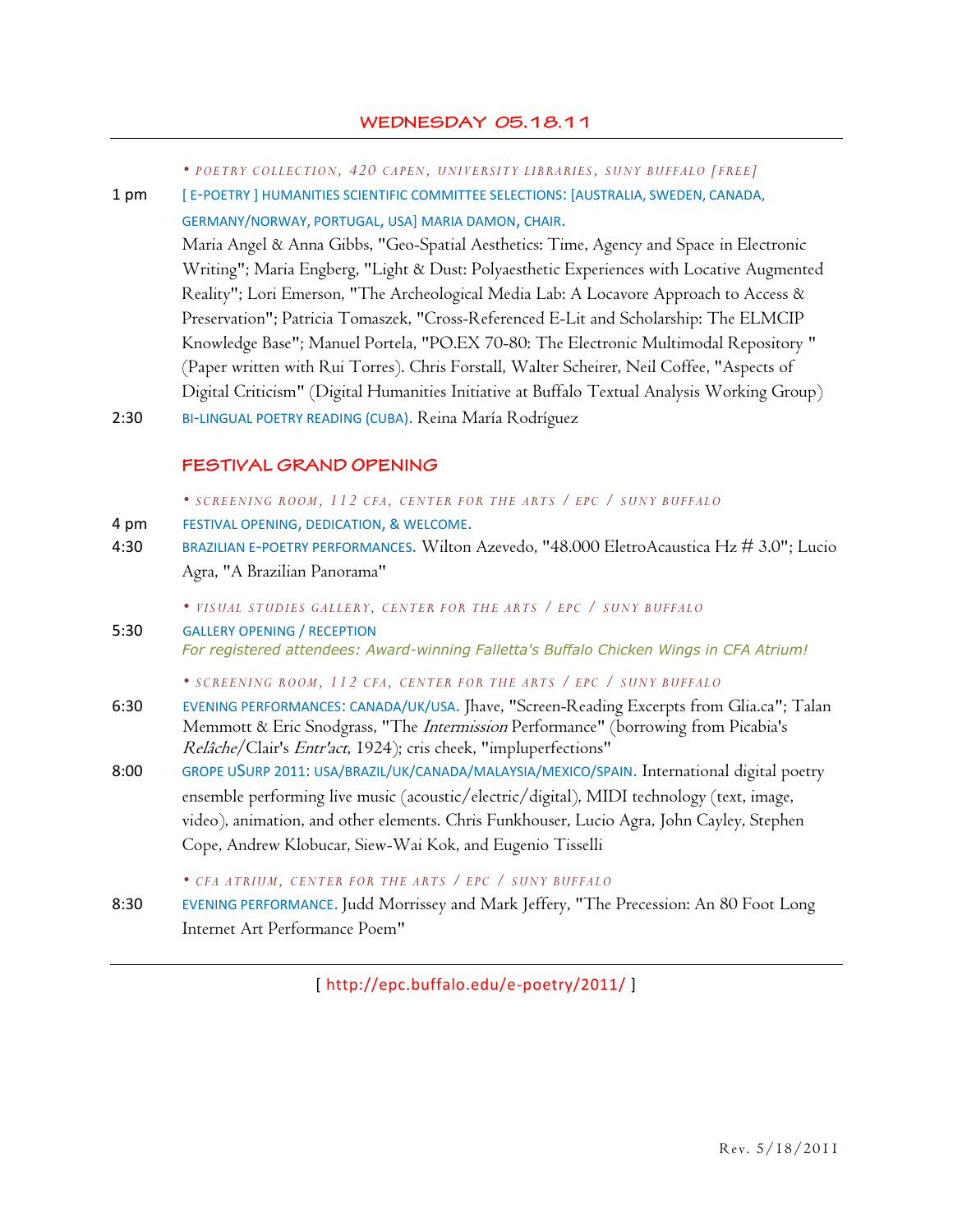## WEDNESDAY 05.18.11

• *POETRY COLLECTION, 420 CAPEN, UNIVERSITY LIBRARIES, SUNY BUFFALO [FREE]*

**1 pm** [ E-POETRY ] HUMANITIES SCIENTIFIC COMMITTEE SELECTIONS: [AUSTRALIA, SWEDEN, CANADA, GERMANY/NORWAY, PORTUGAL, USA] MARIA DAMON, CHAIR.
Maria Angel & Anna Gibbs, "Geo-Spatial Aesthetics: Time, Agency and Space in Electronic Writing"; Maria Engberg, "Light & Dust: Polyaesthetic Experiences with Locative Augmented Reality"; Lori Emerson, "The Archeological Media Lab: A Locavore Approach to Access & Preservation"; Patricia Tomaszek, "Cross-Referenced E-Lit and Scholarship: The ELMCIP Knowledge Base"; Manuel Portela, "PO.EX 70-80: The Electronic Multimodal Repository " (Paper written with Rui Torres). Chris Forstall, Walter Scheirer, Neil Coffee, "Aspects of Digital Criticism" (Digital Humanities Initiative at Buffalo Textual Analysis Working Group)

**2:30** BI-LINGUAL POETRY READING (CUBA). Reina María Rodríguez

### FESTIVAL GRAND OPENING

• *SCREENING ROOM, 112 CFA, CENTER FOR THE ARTS / EPC / SUNY BUFFALO*

**4 pm** FESTIVAL OPENING, DEDICATION, & WELCOME.

**4:30** BRAZILIAN E-POETRY PERFORMANCES. Wilton Azevedo, "48.000 EletroAcustica Hz # 3.0"; Lucio Agra, "A Brazilian Panorama"

• *VISUAL STUDIES GALLERY, CENTER FOR THE ARTS / EPC / SUNY BUFFALO*

**5:30** GALLERY OPENING / RECEPTION
*For registered attendees: Award-winning Falletta's Buffalo Chicken Wings in CFA Atrium!*

• *SCREENING ROOM, 112 CFA, CENTER FOR THE ARTS / EPC / SUNY BUFFALO*

**6:30** EVENING PERFORMANCES: CANADA/UK/USA. Jhave, "Screen-Reading Excerpts from Glia.ca"; Talan Memmott & Eric Snodgrass, "The *Intermission* Performance" (borrowing from Picabia's *Relâche*/Clair's *Entr'act*, 1924); cris cheek, "impluperfections"

**8:00** GROPE USURP 2011: USA/BRAZIL/UK/CANADA/MALAYSIA/MEXICO/SPAIN. International digital poetry ensemble performing live music (acoustic/electric/digital), MIDI technology (text, image, video), animation, and other elements. Chris Funkhouser, Lucio Agra, John Cayley, Stephen Cope, Andrew Klobucar, Siew-Wai Kok, and Eugenio Tisselli

• *CFA ATRIUM, CENTER FOR THE ARTS / EPC / SUNY BUFFALO*

**8:30** EVENING PERFORMANCE. Judd Morrissey and Mark Jeffery, "The Precession: An 80 Foot Long Internet Art Performance Poem"

[ http://epc.buffalo.edu/e-poetry/2011/ ]

Rev. 5/18/2011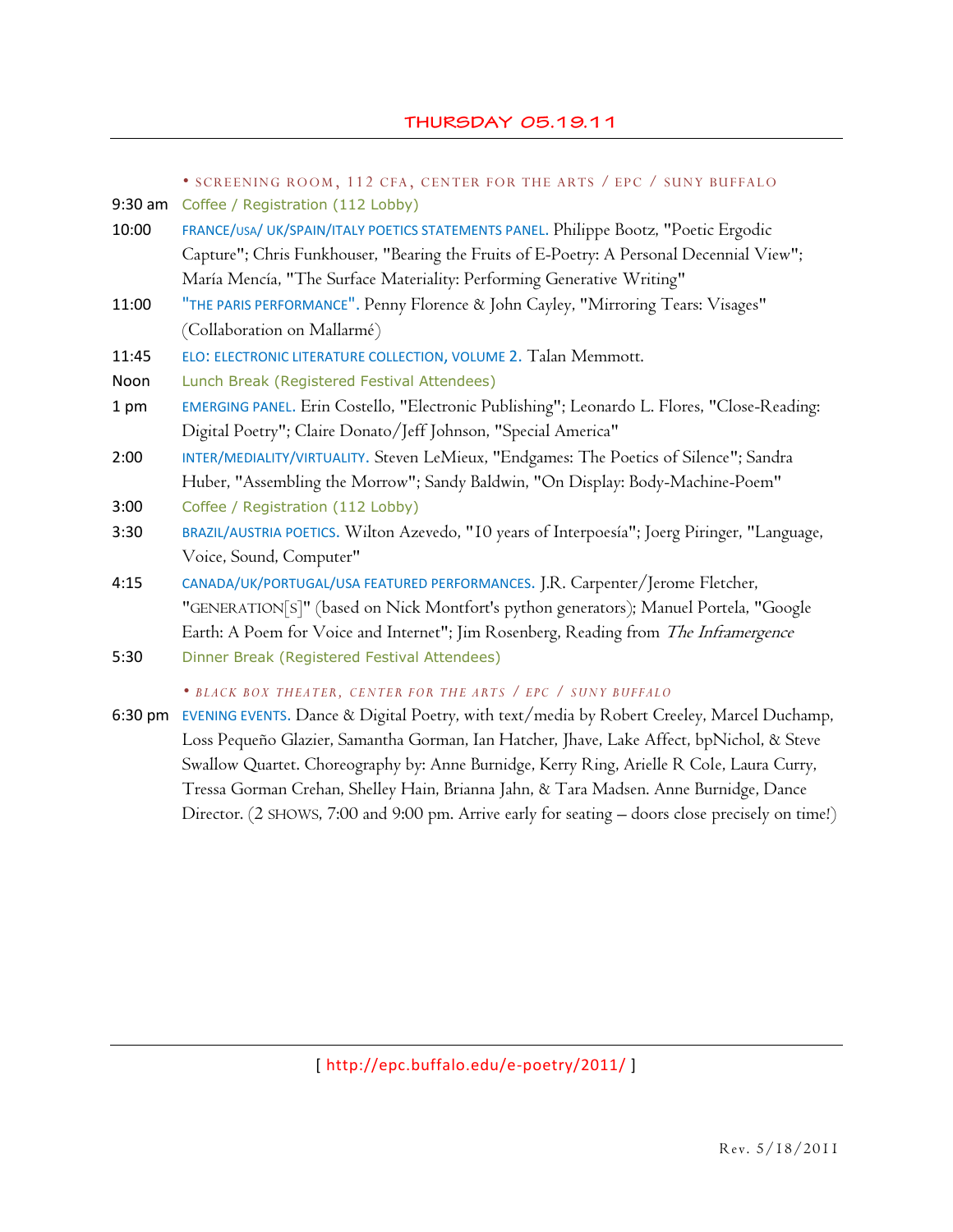## THURSDAY 05.19.11

• SCREENING ROOM, 112 CFA, CENTER FOR THE ARTS / EPC / SUNY BUFFALO

9:30 am Coffee / Registration (112 Lobby)

10:00 FRANCE/USA/ UK/SPAIN/ITALY POETICS STATEMENTS PANEL. Philippe Bootz, "Poetic Ergodic Capture"; Chris Funkhouser, "Bearing the Fruits of E-Poetry: A Personal Decennial View"; María Mencía, "The Surface Materiality: Performing Generative Writing"

11:00 "THE PARIS PERFORMANCE". Penny Florence & John Cayley, "Mirroring Tears: Visages" (Collaboration on Mallarmé)

11:45 ELO: ELECTRONIC LITERATURE COLLECTION, VOLUME 2. Talan Memmott.

Noon Lunch Break (Registered Festival Attendees)

1 pm EMERGING PANEL. Erin Costello, "Electronic Publishing"; Leonardo L. Flores, "Close-Reading: Digital Poetry"; Claire Donato/Jeff Johnson, "Special America"

2:00 INTER/MEDIALITY/VIRTUALITY. Steven LeMieux, "Endgames: The Poetics of Silence"; Sandra Huber, "Assembling the Morrow"; Sandy Baldwin, "On Display: Body-Machine-Poem"

3:00 Coffee / Registration (112 Lobby)

3:30 BRAZIL/AUSTRIA POETICS. Wilton Azevedo, "10 years of Interpoesía"; Joerg Piringer, "Language, Voice, Sound, Computer"

4:15 CANADA/UK/PORTUGAL/USA FEATURED PERFORMANCES. J.R. Carpenter/Jerome Fletcher, "GENERATION[S]" (based on Nick Montfort's python generators); Manuel Portela, "Google Earth: A Poem for Voice and Internet"; Jim Rosenberg, Reading from *The Inframergence*

5:30 Dinner Break (Registered Festival Attendees)

• *BLACK BOX THEATER, CENTER FOR THE ARTS / EPC / SUNY BUFFALO*

6:30 pm EVENING EVENTS. Dance & Digital Poetry, with text/media by Robert Creeley, Marcel Duchamp, Loss Pequeño Glazier, Samantha Gorman, Ian Hatcher, Jhave, Lake Affect, bpNichol, & Steve Swallow Quartet. Choreography by: Anne Burnidge, Kerry Ring, Arielle R Cole, Laura Curry, Tressa Gorman Crehan, Shelley Hain, Brianna Jahn, & Tara Madsen. Anne Burnidge, Dance Director. (2 SHOWS, 7:00 and 9:00 pm. Arrive early for seating – doors close precisely on time!)

[ http://epc.buffalo.edu/e-poetry/2011/ ]

Rev. 5/18/2011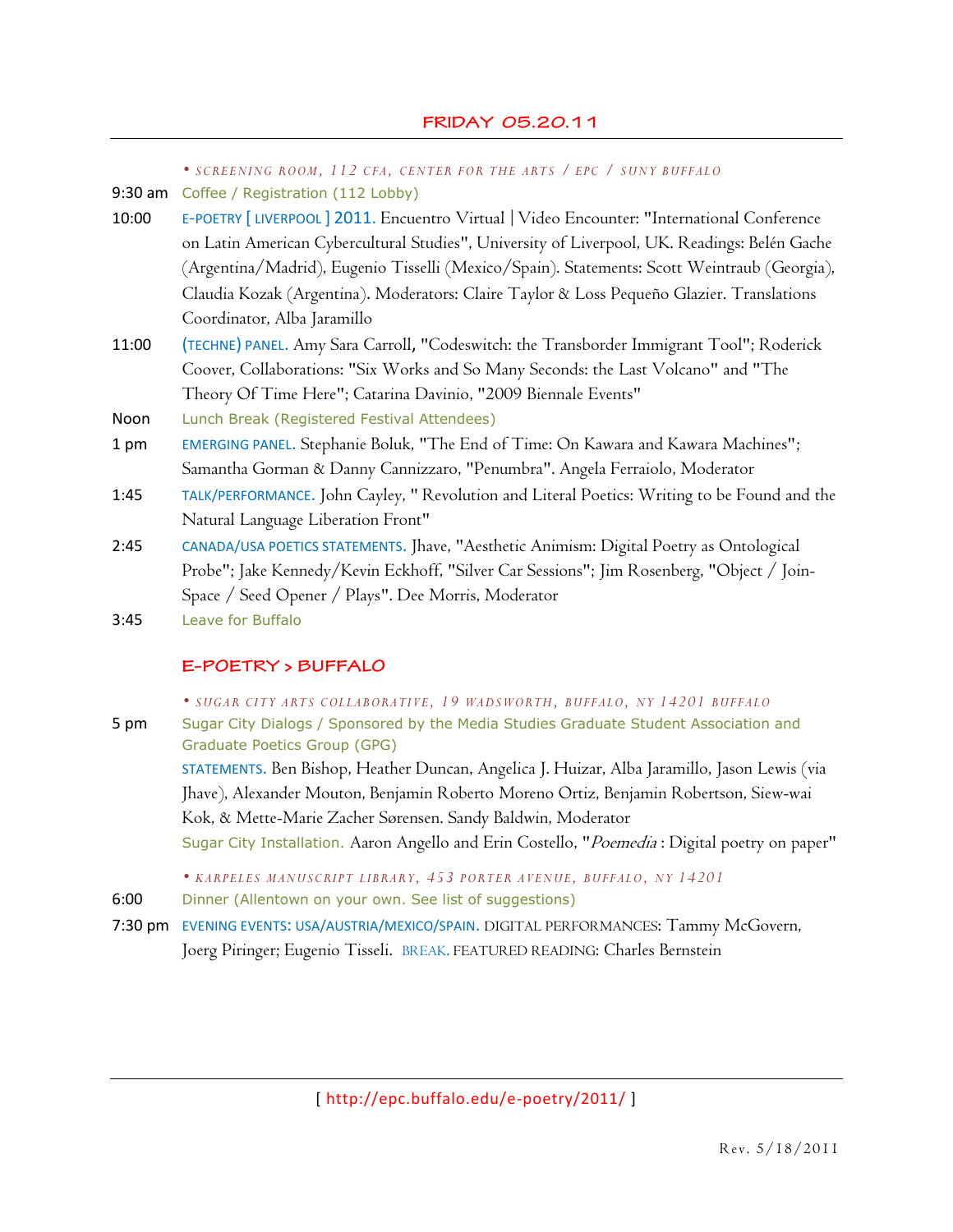## FRIDAY 05.20.11

*• SCREENING ROOM, 112 CFA, CENTER FOR THE ARTS / EPC / SUNY BUFFALO*

| | |
|---|---|
| 9:30 am | Coffee / Registration (112 Lobby) |
| 10:00 | E-POETRY [ LIVERPOOL ] 2011. Encuentro Virtual \| Video Encounter: "International Conference on Latin American Cybercultural Studies", University of Liverpool, UK. Readings: Belén Gache (Argentina/Madrid), Eugenio Tisselli (Mexico/Spain). Statements: Scott Weintraub (Georgia), Claudia Kozak (Argentina). Moderators: Claire Taylor & Loss Pequeño Glazier. Translations Coordinator, Alba Jaramillo |
| 11:00 | (TECHNE) PANEL. Amy Sara Carroll, "Codeswitch: the Transborder Immigrant Tool"; Roderick Coover, Collaborations: "Six Works and So Many Seconds: the Last Volcano" and "The Theory Of Time Here"; Catarina Davinio, "2009 Biennale Events" |
| Noon | Lunch Break (Registered Festival Attendees) |
| 1 pm | EMERGING PANEL. Stephanie Boluk, "The End of Time: On Kawara and Kawara Machines"; Samantha Gorman & Danny Cannizzaro, "Penumbra". Angela Ferraiolo, Moderator |
| 1:45 | TALK/PERFORMANCE. John Cayley, " Revolution and Literal Poetics: Writing to be Found and the Natural Language Liberation Front" |
| 2:45 | CANADA/USA POETICS STATEMENTS. Jhave, "Aesthetic Animism: Digital Poetry as Ontological Probe"; Jake Kennedy/Kevin Eckhoff, "Silver Car Sessions"; Jim Rosenberg, "Object / Join-Space / Seed Opener / Plays". Dee Morris, Moderator |
| 3:45 | Leave for Buffalo |

## E-POETRY > BUFFALO

*• SUGAR CITY ARTS COLLABORATIVE, 19 WADSWORTH, BUFFALO, NY 14201 BUFFALO*

| | |
|---|---|
| 5 pm | Sugar City Dialogs / Sponsored by the Media Studies Graduate Student Association and Graduate Poetics Group (GPG)<br>STATEMENTS. Ben Bishop, Heather Duncan, Angelica J. Huizar, Alba Jaramillo, Jason Lewis (via Jhave), Alexander Mouton, Benjamin Roberto Moreno Ortiz, Benjamin Robertson, Siew-wai Kok, & Mette-Marie Zacher Sørensen. Sandy Baldwin, Moderator<br>Sugar City Installation. Aaron Angello and Erin Costello, "*Poemedia* : Digital poetry on paper" |

*• KARPELES MANUSCRIPT LIBRARY, 453 PORTER AVENUE, BUFFALO, NY 14201*

| | |
|---|---|
| 6:00 | Dinner (Allentown on your own. See list of suggestions) |
| 7:30 pm | EVENING EVENTS: USA/AUSTRIA/MEXICO/SPAIN. DIGITAL PERFORMANCES: Tammy McGovern, Joerg Piringer; Eugenio Tisseli. BREAK. FEATURED READING: Charles Bernstein |

[ http://epc.buffalo.edu/e-poetry/2011/ ]

Rev. 5/18/2011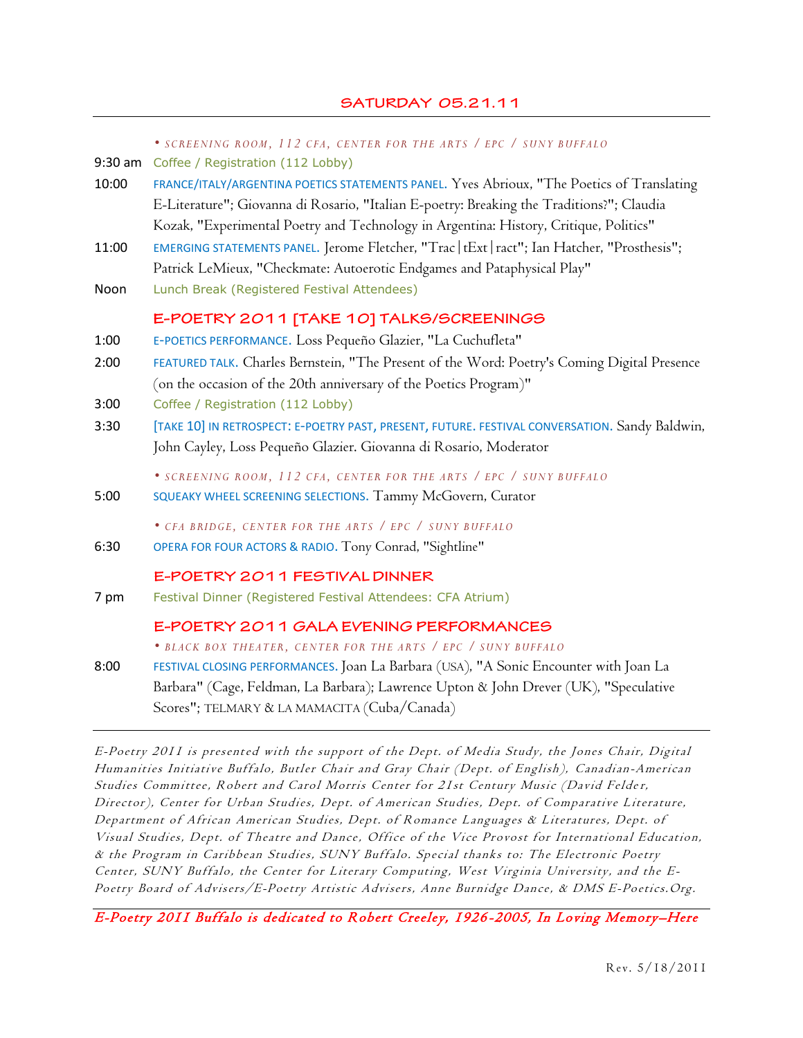## SATURDAY 05.21.11

*• SCREENING ROOM, 112 CFA, CENTER FOR THE ARTS / EPC / SUNY BUFFALO*

9:30 am Coffee / Registration (112 Lobby)

10:00 FRANCE/ITALY/ARGENTINA POETICS STATEMENTS PANEL. Yves Abrioux, "The Poetics of Translating E-Literature"; Giovanna di Rosario, "Italian E-poetry: Breaking the Traditions?"; Claudia Kozak, "Experimental Poetry and Technology in Argentina: History, Critique, Politics"

11:00 EMERGING STATEMENTS PANEL. Jerome Fletcher, "Trac|tExt|ract"; Ian Hatcher, "Prosthesis"; Patrick LeMieux, "Checkmate: Autoerotic Endgames and Pataphysical Play"

Noon Lunch Break (Registered Festival Attendees)

### E-POETRY 2011 [TAKE 10] TALKS/SCREENINGS

1:00 E-POETICS PERFORMANCE. Loss Pequeño Glazier, "La Cuchufleta"

2:00 FEATURED TALK. Charles Bernstein, "The Present of the Word: Poetry's Coming Digital Presence (on the occasion of the 20th anniversary of the Poetics Program)"

3:00 Coffee / Registration (112 Lobby)

3:30 [TAKE 10] IN RETROSPECT: E-POETRY PAST, PRESENT, FUTURE. FESTIVAL CONVERSATION. Sandy Baldwin, John Cayley, Loss Pequeño Glazier. Giovanna di Rosario, Moderator

*• SCREENING ROOM, 112 CFA, CENTER FOR THE ARTS / EPC / SUNY BUFFALO*

5:00 SQUEAKY WHEEL SCREENING SELECTIONS. Tammy McGovern, Curator

*• CFA BRIDGE, CENTER FOR THE ARTS / EPC / SUNY BUFFALO*

6:30 OPERA FOR FOUR ACTORS & RADIO. Tony Conrad, "Sightline"

### E-POETRY 2011 FESTIVAL DINNER

7 pm Festival Dinner (Registered Festival Attendees: CFA Atrium)

### E-POETRY 2011 GALA EVENING PERFORMANCES

*• BLACK BOX THEATER, CENTER FOR THE ARTS / EPC / SUNY BUFFALO*

8:00 FESTIVAL CLOSING PERFORMANCES. Joan La Barbara (USA), "A Sonic Encounter with Joan La Barbara" (Cage, Feldman, La Barbara); Lawrence Upton & John Drever (UK), "Speculative Scores"; TELMARY & LA MAMACITA (Cuba/Canada)

---

*E-Poetry 2011 is presented with the support of the Dept. of Media Study, the Jones Chair, Digital Humanities Initiative Buffalo, Butler Chair and Gray Chair (Dept. of English), Canadian-American Studies Committee, Robert and Carol Morris Center for 21st Century Music (David Felder, Director), Center for Urban Studies, Dept. of American Studies, Dept. of Comparative Literature, Department of African American Studies, Dept. of Romance Languages & Literatures, Dept. of Visual Studies, Dept. of Theatre and Dance, Office of the Vice Provost for International Education, & the Program in Caribbean Studies, SUNY Buffalo. Special thanks to: The Electronic Poetry Center, SUNY Buffalo, the Center for Literary Computing, West Virginia University, and the E-Poetry Board of Advisers/E-Poetry Artistic Advisers, Anne Burnidge Dance, & DMS E-Poetics.Org.*

---

***E-Poetry 2011 Buffalo is dedicated to Robert Creeley, 1926-2005, In Loving Memory–Here***

Rev. 5/18/2011